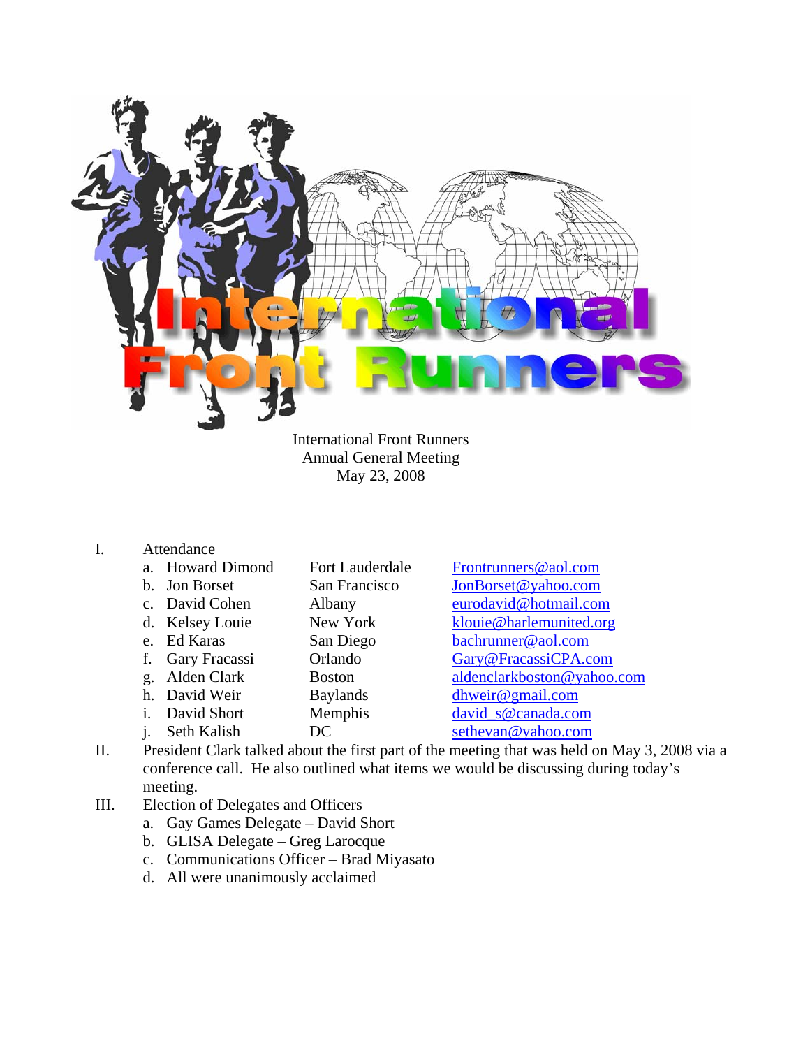International Front Runners
Annual General Meeting
May 23, 2008

I. Attendance

| | | | |
|---|---|---|---|
| a. | Howard Dimond | Fort Lauderdale | Frontrunners@aol.com |
| b. | Jon Borset | San Francisco | JonBorset@yahoo.com |
| c. | David Cohen | Albany | eurodavid@hotmail.com |
| d. | Kelsey Louie | New York | klouie@harlemunited.org |
| e. | Ed Karas | San Diego | bachrunner@aol.com |
| f. | Gary Fracassi | Orlando | Gary@FracassiCPA.com |
| g. | Alden Clark | Boston | aldenclarkboston@yahoo.com |
| h. | David Weir | Baylands | dhweir@gmail.com |
| i. | David Short | Memphis | david_s@canada.com |
| j. | Seth Kalish | DC | sethevan@yahoo.com |

II. President Clark talked about the first part of the meeting that was held on May 3, 2008 via a conference call. He also outlined what items we would be discussing during today's meeting.

III. Election of Delegates and Officers
   a. Gay Games Delegate – David Short
   b. GLISA Delegate – Greg Larocque
   c. Communications Officer – Brad Miyasato
   d. All were unanimously acclaimed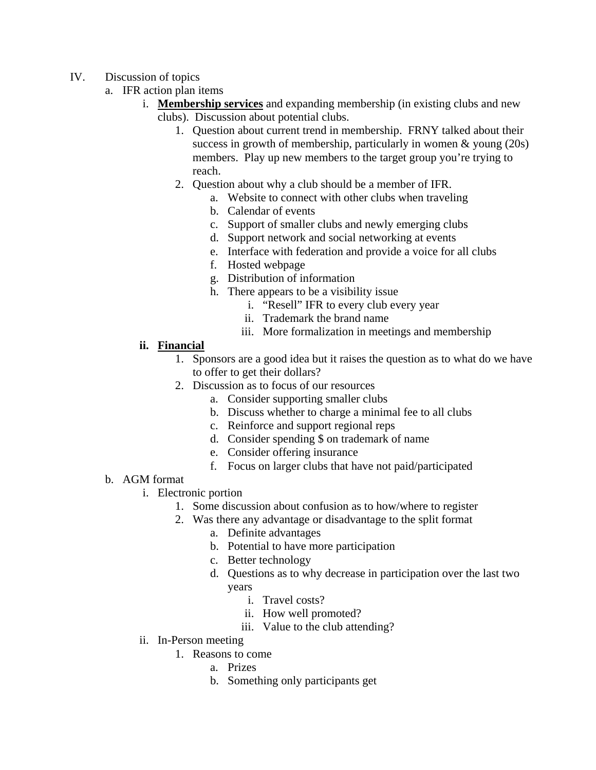IV. Discussion of topics

a. IFR action plan items

  i. **<u>Membership services</u>** and expanding membership (in existing clubs and new clubs). Discussion about potential clubs.

    1. Question about current trend in membership. FRNY talked about their success in growth of membership, particularly in women & young (20s) members. Play up new members to the target group you're trying to reach.
    2. Question about why a club should be a member of IFR.
        a. Website to connect with other clubs when traveling
        b. Calendar of events
        c. Support of smaller clubs and newly emerging clubs
        d. Support network and social networking at events
        e. Interface with federation and provide a voice for all clubs
        f. Hosted webpage
        g. Distribution of information
        h. There appears to be a visibility issue
            i. "Resell" IFR to every club every year
            ii. Trademark the brand name
            iii. More formalization in meetings and membership

  **ii. <u>Financial</u>**

    1. Sponsors are a good idea but it raises the question as to what do we have to offer to get their dollars?
    2. Discussion as to focus of our resources
        a. Consider supporting smaller clubs
        b. Discuss whether to charge a minimal fee to all clubs
        c. Reinforce and support regional reps
        d. Consider spending $ on trademark of name
        e. Consider offering insurance
        f. Focus on larger clubs that have not paid/participated

b. AGM format

  i. Electronic portion

    1. Some discussion about confusion as to how/where to register
    2. Was there any advantage or disadvantage to the split format
        a. Definite advantages
        b. Potential to have more participation
        c. Better technology
        d. Questions as to why decrease in participation over the last two years
            i. Travel costs?
            ii. How well promoted?
            iii. Value to the club attending?

  ii. In-Person meeting

    1. Reasons to come
        a. Prizes
        b. Something only participants get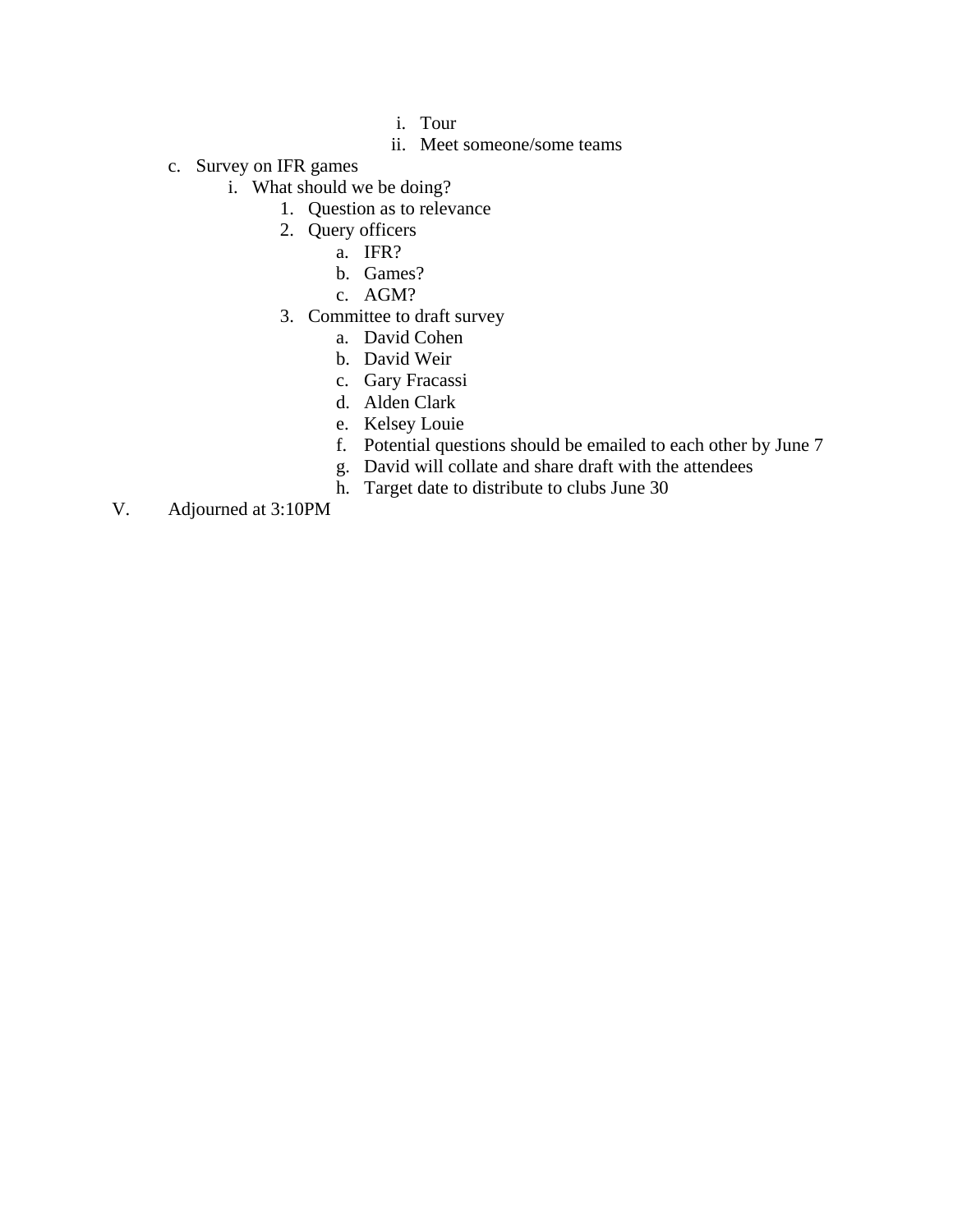i. Tour
         ii. Meet someone/some teams

   c. Survey on IFR games
      i. What should we be doing?
         1. Question as to relevance
         2. Query officers
            a. IFR?
            b. Games?
            c. AGM?
         3. Committee to draft survey
            a. David Cohen
            b. David Weir
            c. Gary Fracassi
            d. Alden Clark
            e. Kelsey Louie
            f. Potential questions should be emailed to each other by June 7
            g. David will collate and share draft with the attendees
            h. Target date to distribute to clubs June 30

V. Adjourned at 3:10PM